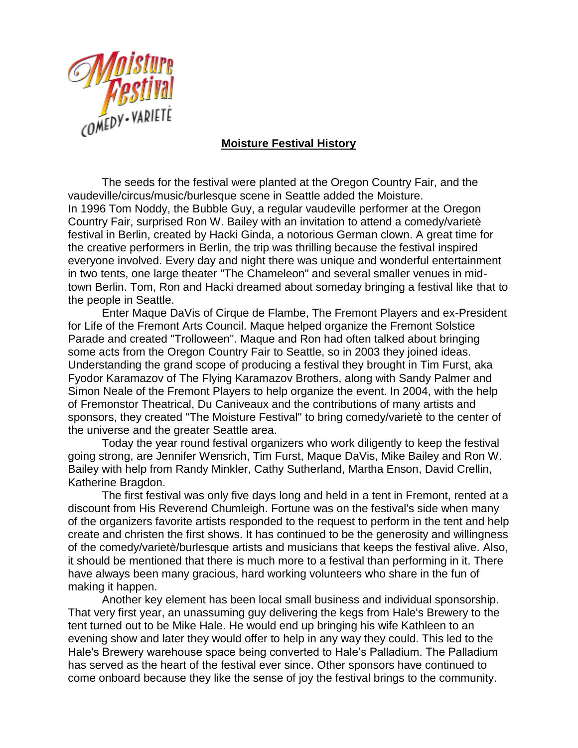# Moisture Festival History

The seeds for the festival were planted at the Oregon Country Fair, and the vaudeville/circus/music/burlesque scene in Seattle added the Moisture.
In 1996 Tom Noddy, the Bubble Guy, a regular vaudeville performer at the Oregon Country Fair, surprised Ron W. Bailey with an invitation to attend a comedy/varietè festival in Berlin, created by Hacki Ginda, a notorious German clown. A great time for the creative performers in Berlin, the trip was thrilling because the festival inspired everyone involved. Every day and night there was unique and wonderful entertainment in two tents, one large theater "The Chameleon" and several smaller venues in mid-town Berlin. Tom, Ron and Hacki dreamed about someday bringing a festival like that to the people in Seattle.

Enter Maque DaVis of Cirque de Flambe, The Fremont Players and ex-President for Life of the Fremont Arts Council. Maque helped organize the Fremont Solstice Parade and created "Trolloween". Maque and Ron had often talked about bringing some acts from the Oregon Country Fair to Seattle, so in 2003 they joined ideas. Understanding the grand scope of producing a festival they brought in Tim Furst, aka Fyodor Karamazov of The Flying Karamazov Brothers, along with Sandy Palmer and Simon Neale of the Fremont Players to help organize the event. In 2004, with the help of Fremonstor Theatrical, Du Caniveaux and the contributions of many artists and sponsors, they created "The Moisture Festival" to bring comedy/varietè to the center of the universe and the greater Seattle area.

Today the year round festival organizers who work diligently to keep the festival going strong, are Jennifer Wensrich, Tim Furst, Maque DaVis, Mike Bailey and Ron W. Bailey with help from Randy Minkler, Cathy Sutherland, Martha Enson, David Crellin, Katherine Bragdon.

The first festival was only five days long and held in a tent in Fremont, rented at a discount from His Reverend Chumleigh. Fortune was on the festival's side when many of the organizers favorite artists responded to the request to perform in the tent and help create and christen the first shows. It has continued to be the generosity and willingness of the comedy/varietè/burlesque artists and musicians that keeps the festival alive. Also, it should be mentioned that there is much more to a festival than performing in it. There have always been many gracious, hard working volunteers who share in the fun of making it happen.

Another key element has been local small business and individual sponsorship. That very first year, an unassuming guy delivering the kegs from Hale's Brewery to the tent turned out to be Mike Hale. He would end up bringing his wife Kathleen to an evening show and later they would offer to help in any way they could. This led to the Hale's Brewery warehouse space being converted to Hale's Palladium. The Palladium has served as the heart of the festival ever since. Other sponsors have continued to come onboard because they like the sense of joy the festival brings to the community.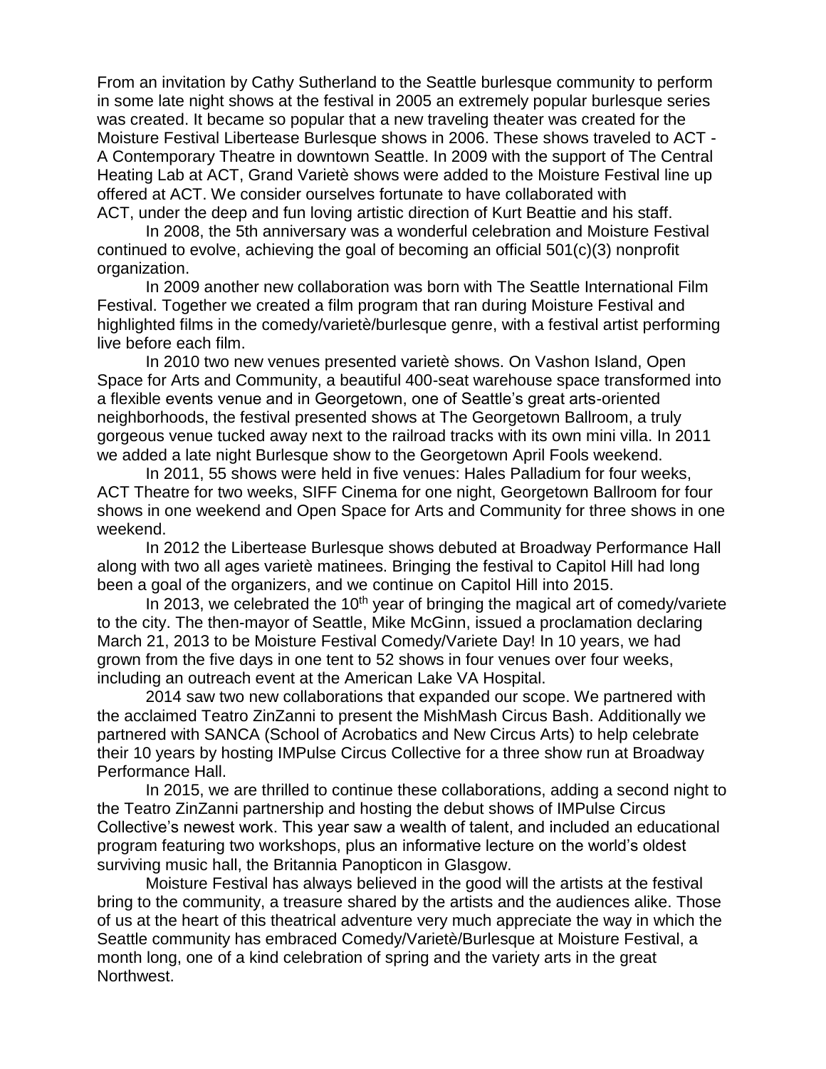From an invitation by Cathy Sutherland to the Seattle burlesque community to perform in some late night shows at the festival in 2005 an extremely popular burlesque series was created. It became so popular that a new traveling theater was created for the Moisture Festival Libertease Burlesque shows in 2006. These shows traveled to ACT - A Contemporary Theatre in downtown Seattle. In 2009 with the support of The Central Heating Lab at ACT, Grand Varietè shows were added to the Moisture Festival line up offered at ACT. We consider ourselves fortunate to have collaborated with ACT, under the deep and fun loving artistic direction of Kurt Beattie and his staff.

In 2008, the 5th anniversary was a wonderful celebration and Moisture Festival continued to evolve, achieving the goal of becoming an official 501(c)(3) nonprofit organization.

In 2009 another new collaboration was born with The Seattle International Film Festival. Together we created a film program that ran during Moisture Festival and highlighted films in the comedy/varietè/burlesque genre, with a festival artist performing live before each film.

In 2010 two new venues presented varietè shows. On Vashon Island, Open Space for Arts and Community, a beautiful 400-seat warehouse space transformed into a flexible events venue and in Georgetown, one of Seattle's great arts-oriented neighborhoods, the festival presented shows at The Georgetown Ballroom, a truly gorgeous venue tucked away next to the railroad tracks with its own mini villa. In 2011 we added a late night Burlesque show to the Georgetown April Fools weekend.

In 2011, 55 shows were held in five venues: Hales Palladium for four weeks, ACT Theatre for two weeks, SIFF Cinema for one night, Georgetown Ballroom for four shows in one weekend and Open Space for Arts and Community for three shows in one weekend.

In 2012 the Libertease Burlesque shows debuted at Broadway Performance Hall along with two all ages varietè matinees. Bringing the festival to Capitol Hill had long been a goal of the organizers, and we continue on Capitol Hill into 2015.

In 2013, we celebrated the 10th year of bringing the magical art of comedy/variete to the city. The then-mayor of Seattle, Mike McGinn, issued a proclamation declaring March 21, 2013 to be Moisture Festival Comedy/Variete Day! In 10 years, we had grown from the five days in one tent to 52 shows in four venues over four weeks, including an outreach event at the American Lake VA Hospital.

2014 saw two new collaborations that expanded our scope. We partnered with the acclaimed Teatro ZinZanni to present the MishMash Circus Bash. Additionally we partnered with SANCA (School of Acrobatics and New Circus Arts) to help celebrate their 10 years by hosting IMPulse Circus Collective for a three show run at Broadway Performance Hall.

In 2015, we are thrilled to continue these collaborations, adding a second night to the Teatro ZinZanni partnership and hosting the debut shows of IMPulse Circus Collective's newest work. This year saw a wealth of talent, and included an educational program featuring two workshops, plus an informative lecture on the world's oldest surviving music hall, the Britannia Panopticon in Glasgow.

Moisture Festival has always believed in the good will the artists at the festival bring to the community, a treasure shared by the artists and the audiences alike. Those of us at the heart of this theatrical adventure very much appreciate the way in which the Seattle community has embraced Comedy/Varietè/Burlesque at Moisture Festival, a month long, one of a kind celebration of spring and the variety arts in the great Northwest.